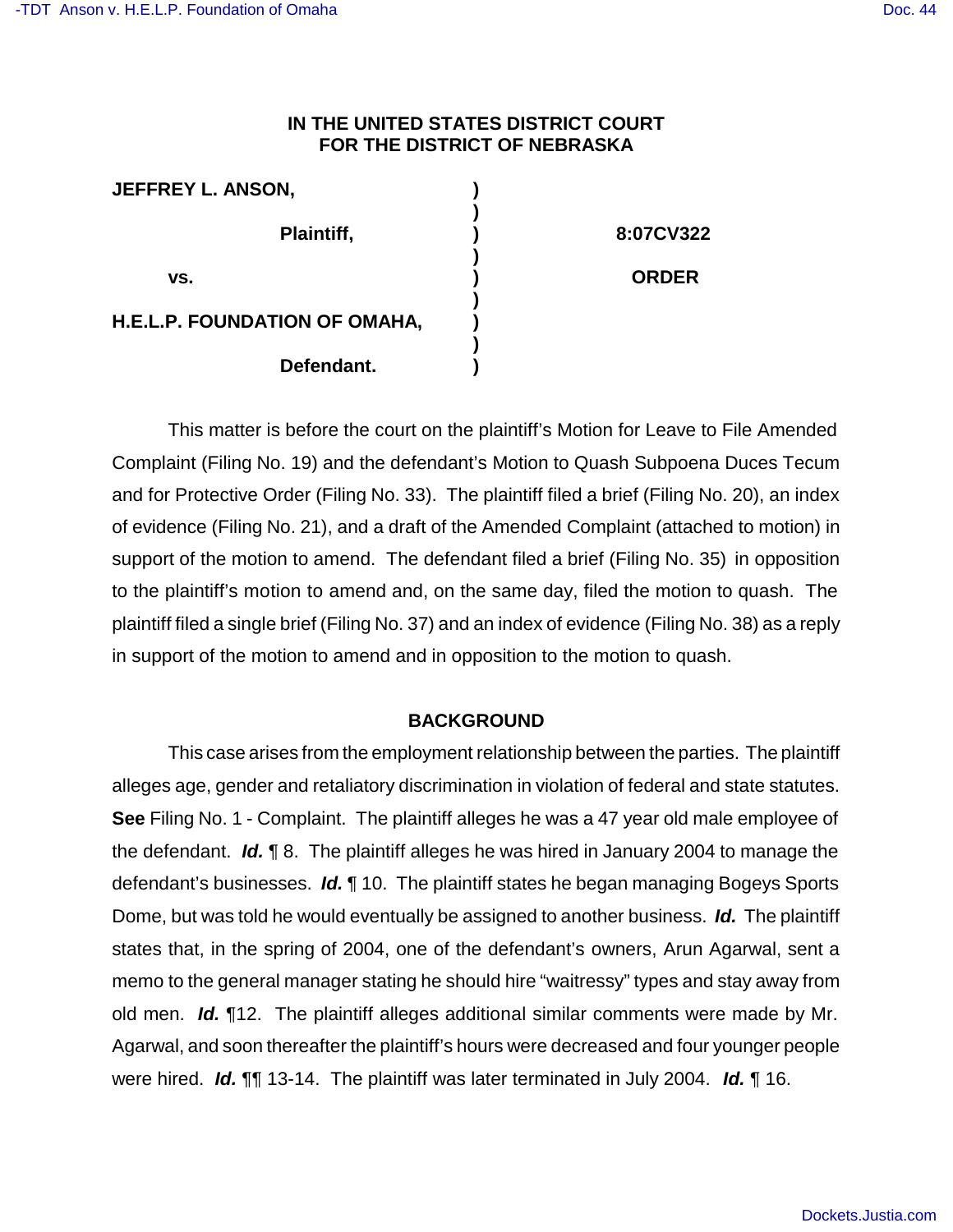**IN THE UNITED STATES DISTRICT COURT**
**FOR THE DISTRICT OF NEBRASKA**

| | | |
|---|---|---|
| **JEFFREY L. ANSON,** | ) | |
| | ) | |
| **Plaintiff,** | ) | **8:07CV322** |
| | ) | |
| **vs.** | ) | **ORDER** |
| | ) | |
| **H.E.L.P. FOUNDATION OF OMAHA,** | ) | |
| | ) | |
| **Defendant.** | ) | |

This matter is before the court on the plaintiff's Motion for Leave to File Amended Complaint (Filing No. 19) and the defendant's Motion to Quash Subpoena Duces Tecum and for Protective Order (Filing No. 33). The plaintiff filed a brief (Filing No. 20), an index of evidence (Filing No. 21), and a draft of the Amended Complaint (attached to motion) in support of the motion to amend. The defendant filed a brief (Filing No. 35) in opposition to the plaintiff's motion to amend and, on the same day, filed the motion to quash. The plaintiff filed a single brief (Filing No. 37) and an index of evidence (Filing No. 38) as a reply in support of the motion to amend and in opposition to the motion to quash.

**BACKGROUND**

This case arises from the employment relationship between the parties. The plaintiff alleges age, gender and retaliatory discrimination in violation of federal and state statutes. **See** Filing No. 1 - Complaint. The plaintiff alleges he was a 47 year old male employee of the defendant. ***Id.*** ¶ 8. The plaintiff alleges he was hired in January 2004 to manage the defendant's businesses. ***Id.*** ¶ 10. The plaintiff states he began managing Bogeys Sports Dome, but was told he would eventually be assigned to another business. ***Id.*** The plaintiff states that, in the spring of 2004, one of the defendant's owners, Arun Agarwal, sent a memo to the general manager stating he should hire "waitressy" types and stay away from old men. ***Id.*** ¶12. The plaintiff alleges additional similar comments were made by Mr. Agarwal, and soon thereafter the plaintiff's hours were decreased and four younger people were hired. ***Id.*** ¶¶ 13-14. The plaintiff was later terminated in July 2004. ***Id.*** ¶ 16.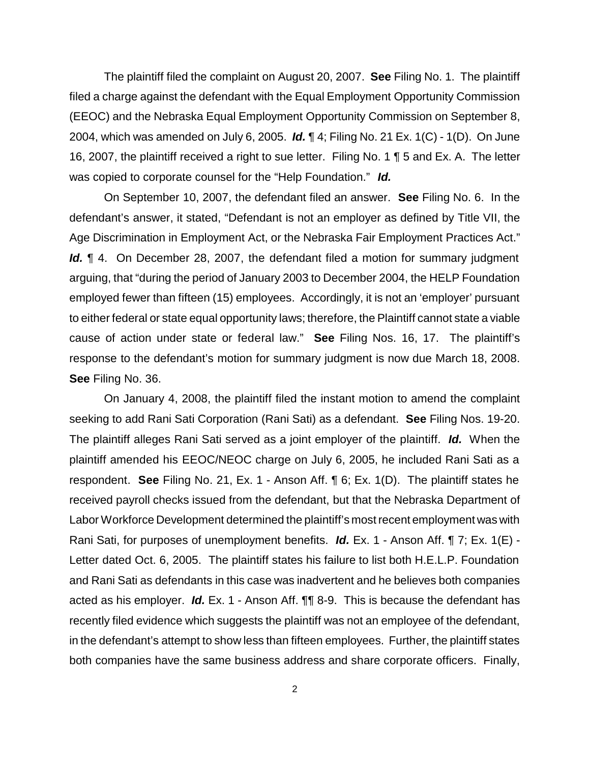The plaintiff filed the complaint on August 20, 2007. **See** Filing No. 1. The plaintiff filed a charge against the defendant with the Equal Employment Opportunity Commission (EEOC) and the Nebraska Equal Employment Opportunity Commission on September 8, 2004, which was amended on July 6, 2005. ***Id.*** ¶ 4; Filing No. 21 Ex. 1(C) - 1(D). On June 16, 2007, the plaintiff received a right to sue letter. Filing No. 1 ¶ 5 and Ex. A. The letter was copied to corporate counsel for the "Help Foundation." ***Id.***

On September 10, 2007, the defendant filed an answer. **See** Filing No. 6. In the defendant's answer, it stated, "Defendant is not an employer as defined by Title VII, the Age Discrimination in Employment Act, or the Nebraska Fair Employment Practices Act." ***Id.*** ¶ 4. On December 28, 2007, the defendant filed a motion for summary judgment arguing, that "during the period of January 2003 to December 2004, the HELP Foundation employed fewer than fifteen (15) employees. Accordingly, it is not an 'employer' pursuant to either federal or state equal opportunity laws; therefore, the Plaintiff cannot state a viable cause of action under state or federal law." **See** Filing Nos. 16, 17. The plaintiff's response to the defendant's motion for summary judgment is now due March 18, 2008. **See** Filing No. 36.

On January 4, 2008, the plaintiff filed the instant motion to amend the complaint seeking to add Rani Sati Corporation (Rani Sati) as a defendant. **See** Filing Nos. 19-20. The plaintiff alleges Rani Sati served as a joint employer of the plaintiff. ***Id.*** When the plaintiff amended his EEOC/NEOC charge on July 6, 2005, he included Rani Sati as a respondent. **See** Filing No. 21, Ex. 1 - Anson Aff. ¶ 6; Ex. 1(D). The plaintiff states he received payroll checks issued from the defendant, but that the Nebraska Department of Labor Workforce Development determined the plaintiff's most recent employment was with Rani Sati, for purposes of unemployment benefits. ***Id.*** Ex. 1 - Anson Aff. ¶ 7; Ex. 1(E) - Letter dated Oct. 6, 2005. The plaintiff states his failure to list both H.E.L.P. Foundation and Rani Sati as defendants in this case was inadvertent and he believes both companies acted as his employer. ***Id.*** Ex. 1 - Anson Aff. ¶¶ 8-9. This is because the defendant has recently filed evidence which suggests the plaintiff was not an employee of the defendant, in the defendant's attempt to show less than fifteen employees. Further, the plaintiff states both companies have the same business address and share corporate officers. Finally,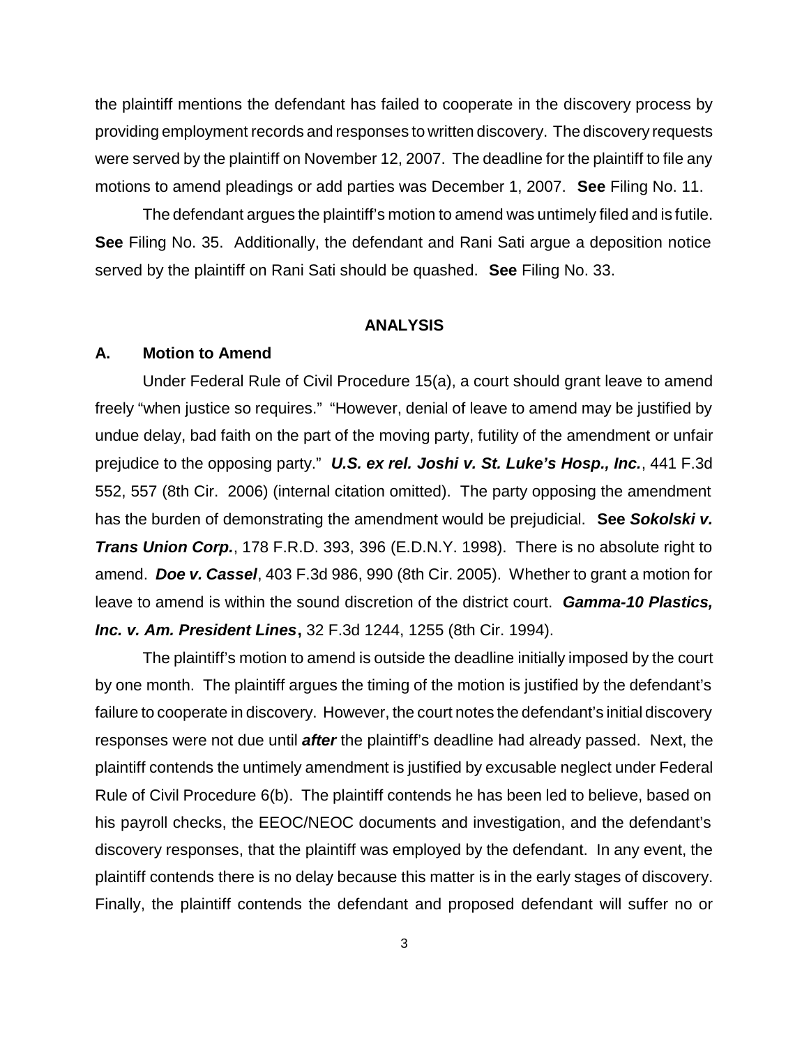the plaintiff mentions the defendant has failed to cooperate in the discovery process by providing employment records and responses to written discovery. The discovery requests were served by the plaintiff on November 12, 2007. The deadline for the plaintiff to file any motions to amend pleadings or add parties was December 1, 2007. **See** Filing No. 11.

The defendant argues the plaintiff's motion to amend was untimely filed and is futile. **See** Filing No. 35. Additionally, the defendant and Rani Sati argue a deposition notice served by the plaintiff on Rani Sati should be quashed. **See** Filing No. 33.

## ANALYSIS

### A. Motion to Amend

Under Federal Rule of Civil Procedure 15(a), a court should grant leave to amend freely "when justice so requires." "However, denial of leave to amend may be justified by undue delay, bad faith on the part of the moving party, futility of the amendment or unfair prejudice to the opposing party." ***U.S. ex rel. Joshi v. St. Luke's Hosp., Inc.***, 441 F.3d 552, 557 (8th Cir. 2006) (internal citation omitted). The party opposing the amendment has the burden of demonstrating the amendment would be prejudicial. **See *Sokolski v. Trans Union Corp.***, 178 F.R.D. 393, 396 (E.D.N.Y. 1998). There is no absolute right to amend. ***Doe v. Cassel***, 403 F.3d 986, 990 (8th Cir. 2005). Whether to grant a motion for leave to amend is within the sound discretion of the district court. ***Gamma-10 Plastics, Inc. v. Am. President Lines*****,** 32 F.3d 1244, 1255 (8th Cir. 1994).

The plaintiff's motion to amend is outside the deadline initially imposed by the court by one month. The plaintiff argues the timing of the motion is justified by the defendant's failure to cooperate in discovery. However, the court notes the defendant's initial discovery responses were not due until ***after*** the plaintiff's deadline had already passed. Next, the plaintiff contends the untimely amendment is justified by excusable neglect under Federal Rule of Civil Procedure 6(b). The plaintiff contends he has been led to believe, based on his payroll checks, the EEOC/NEOC documents and investigation, and the defendant's discovery responses, that the plaintiff was employed by the defendant. In any event, the plaintiff contends there is no delay because this matter is in the early stages of discovery. Finally, the plaintiff contends the defendant and proposed defendant will suffer no or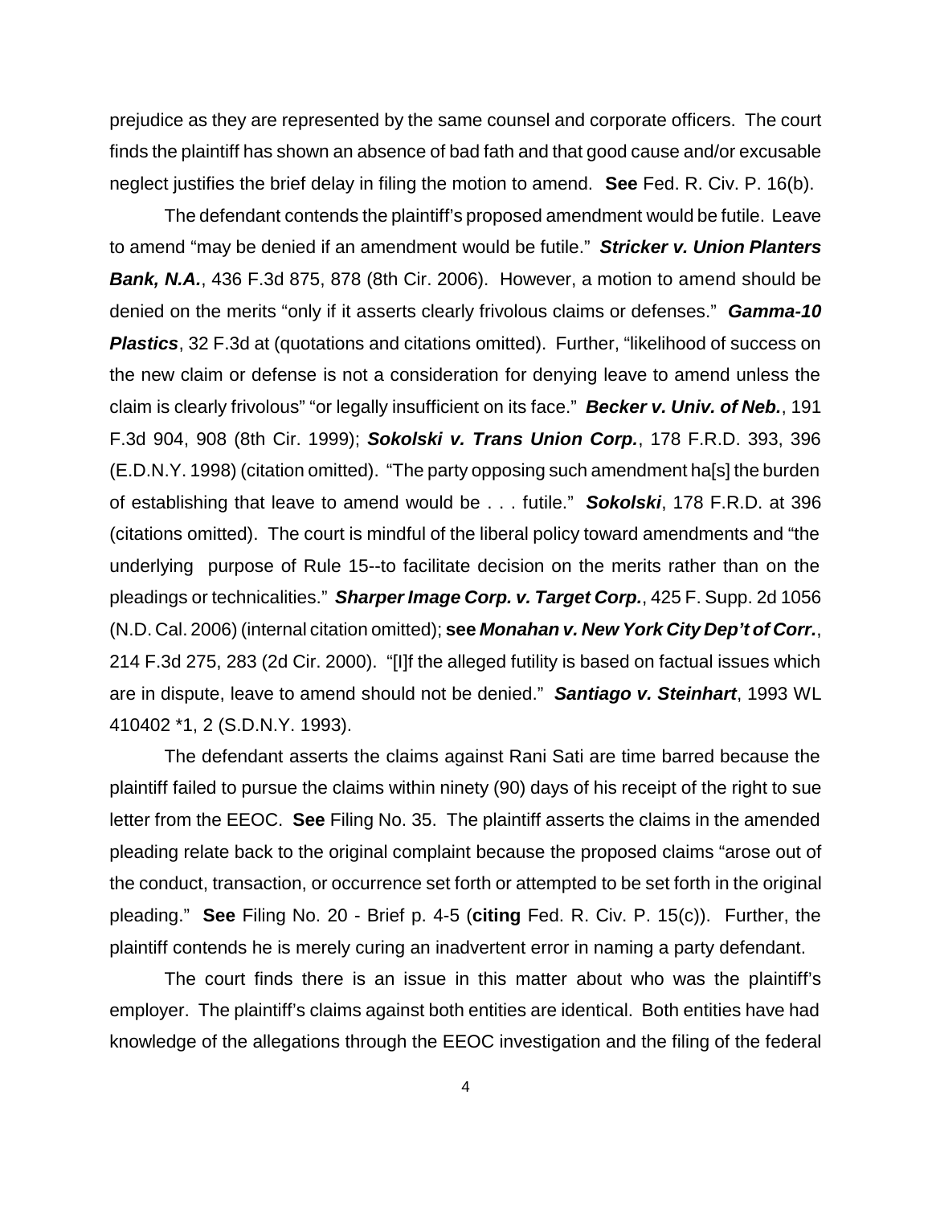prejudice as they are represented by the same counsel and corporate officers. The court finds the plaintiff has shown an absence of bad fath and that good cause and/or excusable neglect justifies the brief delay in filing the motion to amend. **See** Fed. R. Civ. P. 16(b).

The defendant contends the plaintiff's proposed amendment would be futile. Leave to amend "may be denied if an amendment would be futile." ***Stricker v. Union Planters Bank, N.A.***, 436 F.3d 875, 878 (8th Cir. 2006). However, a motion to amend should be denied on the merits "only if it asserts clearly frivolous claims or defenses." ***Gamma-10 Plastics***, 32 F.3d at (quotations and citations omitted). Further, "likelihood of success on the new claim or defense is not a consideration for denying leave to amend unless the claim is clearly frivolous" "or legally insufficient on its face." ***Becker v. Univ. of Neb.***, 191 F.3d 904, 908 (8th Cir. 1999); ***Sokolski v. Trans Union Corp.***, 178 F.R.D. 393, 396 (E.D.N.Y. 1998) (citation omitted). "The party opposing such amendment ha[s] the burden of establishing that leave to amend would be . . . futile." ***Sokolski***, 178 F.R.D. at 396 (citations omitted). The court is mindful of the liberal policy toward amendments and "the underlying purpose of Rule 15--to facilitate decision on the merits rather than on the pleadings or technicalities." ***Sharper Image Corp. v. Target Corp.***, 425 F. Supp. 2d 1056 (N.D. Cal. 2006) (internal citation omitted); **see *Monahan v. New York City Dep't of Corr.***, 214 F.3d 275, 283 (2d Cir. 2000). "[I]f the alleged futility is based on factual issues which are in dispute, leave to amend should not be denied." ***Santiago v. Steinhart***, 1993 WL 410402 *1, 2 (S.D.N.Y. 1993).

The defendant asserts the claims against Rani Sati are time barred because the plaintiff failed to pursue the claims within ninety (90) days of his receipt of the right to sue letter from the EEOC. **See** Filing No. 35. The plaintiff asserts the claims in the amended pleading relate back to the original complaint because the proposed claims "arose out of the conduct, transaction, or occurrence set forth or attempted to be set forth in the original pleading." **See** Filing No. 20 - Brief p. 4-5 (**citing** Fed. R. Civ. P. 15(c)). Further, the plaintiff contends he is merely curing an inadvertent error in naming a party defendant.

The court finds there is an issue in this matter about who was the plaintiff's employer. The plaintiff's claims against both entities are identical. Both entities have had knowledge of the allegations through the EEOC investigation and the filing of the federal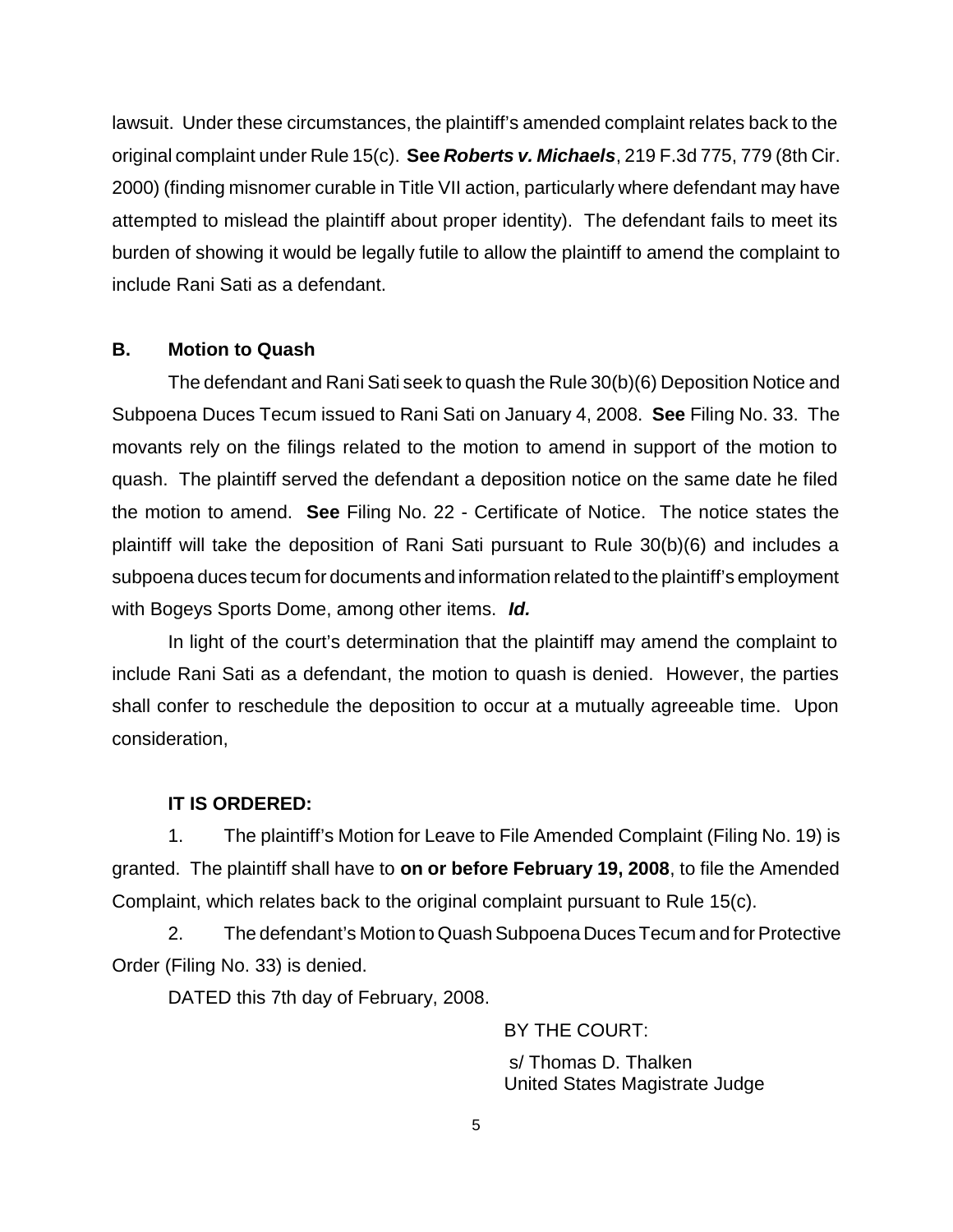lawsuit. Under these circumstances, the plaintiff's amended complaint relates back to the original complaint under Rule 15(c). **See *Roberts v. Michaels***, 219 F.3d 775, 779 (8th Cir. 2000) (finding misnomer curable in Title VII action, particularly where defendant may have attempted to mislead the plaintiff about proper identity). The defendant fails to meet its burden of showing it would be legally futile to allow the plaintiff to amend the complaint to include Rani Sati as a defendant.

### B. Motion to Quash

The defendant and Rani Sati seek to quash the Rule 30(b)(6) Deposition Notice and Subpoena Duces Tecum issued to Rani Sati on January 4, 2008. **See** Filing No. 33. The movants rely on the filings related to the motion to amend in support of the motion to quash. The plaintiff served the defendant a deposition notice on the same date he filed the motion to amend. **See** Filing No. 22 - Certificate of Notice. The notice states the plaintiff will take the deposition of Rani Sati pursuant to Rule 30(b)(6) and includes a subpoena duces tecum for documents and information related to the plaintiff's employment with Bogeys Sports Dome, among other items. ***Id.***

In light of the court's determination that the plaintiff may amend the complaint to include Rani Sati as a defendant, the motion to quash is denied. However, the parties shall confer to reschedule the deposition to occur at a mutually agreeable time. Upon consideration,

**IT IS ORDERED:**

1. The plaintiff's Motion for Leave to File Amended Complaint (Filing No. 19) is granted. The plaintiff shall have to **on or before February 19, 2008**, to file the Amended Complaint, which relates back to the original complaint pursuant to Rule 15(c).

2. The defendant's Motion to Quash Subpoena Duces Tecum and for Protective Order (Filing No. 33) is denied.

DATED this 7th day of February, 2008.

BY THE COURT:

s/ Thomas D. Thalken
United States Magistrate Judge